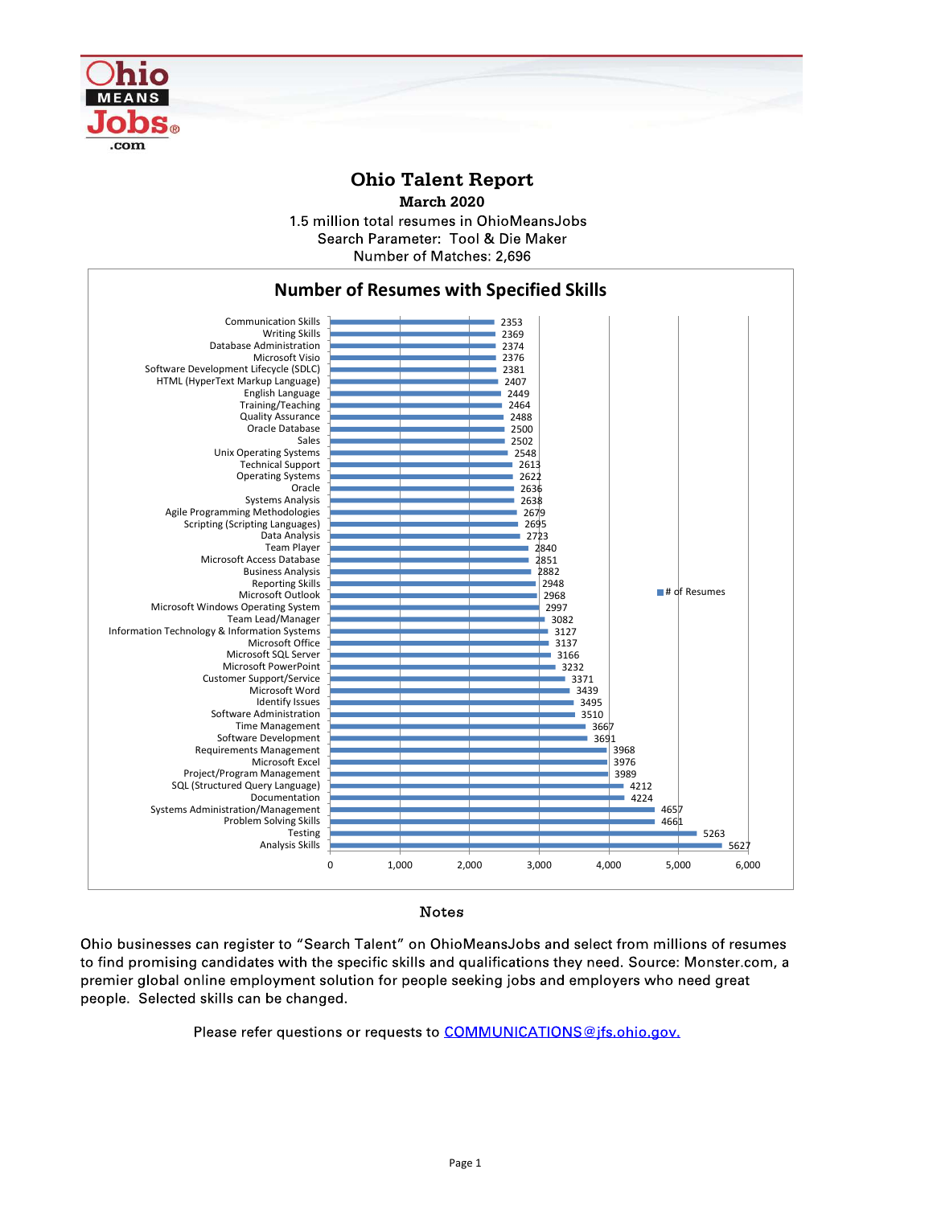# Ohio Talent Report

**March 2020**

1.5 million total resumes in OhioMeansJobs
Search Parameter: Tool & Die Maker
Number of Matches: 2,696

## Number of Resumes with Specified Skills

| Skill | # of Resumes |
|---|---|
| Communication Skills | 2353 |
| Writing Skills | 2369 |
| Database Administration | 2374 |
| Microsoft Visio | 2376 |
| Software Development Lifecycle (SDLC) | 2381 |
| HTML (HyperText Markup Language) | 2407 |
| English Language | 2449 |
| Training/Teaching | 2464 |
| Quality Assurance | 2488 |
| Oracle Database | 2500 |
| Sales | 2502 |
| Unix Operating Systems | 2548 |
| Technical Support | 2613 |
| Operating Systems | 2622 |
| Oracle | 2636 |
| Systems Analysis | 2638 |
| Agile Programming Methodologies | 2679 |
| Scripting (Scripting Languages) | 2695 |
| Data Analysis | 2723 |
| Team Player | 2840 |
| Microsoft Access Database | 2851 |
| Business Analysis | 2882 |
| Reporting Skills | 2948 |
| Microsoft Outlook | 2968 |
| Microsoft Windows Operating System | 2997 |
| Team Lead/Manager | 3082 |
| Information Technology & Information Systems | 3127 |
| Microsoft Office | 3137 |
| Microsoft SQL Server | 3166 |
| Microsoft PowerPoint | 3232 |
| Customer Support/Service | 3371 |
| Microsoft Word | 3439 |
| Identify Issues | 3495 |
| Software Administration | 3510 |
| Time Management | 3667 |
| Software Development | 3691 |
| Requirements Management | 3968 |
| Microsoft Excel | 3976 |
| Project/Program Management | 3989 |
| SQL (Structured Query Language) | 4212 |
| Documentation | 4224 |
| Systems Administration/Management | 4657 |
| Problem Solving Skills | 4661 |
| Testing | 5263 |
| Analysis Skills | 5627 |

## Notes

Ohio businesses can register to "Search Talent" on OhioMeansJobs and select from millions of resumes to find promising candidates with the specific skills and qualifications they need. Source: Monster.com, a premier global online employment solution for people seeking jobs and employers who need great people. Selected skills can be changed.

Please refer questions or requests to COMMUNICATIONS@jfs.ohio.gov.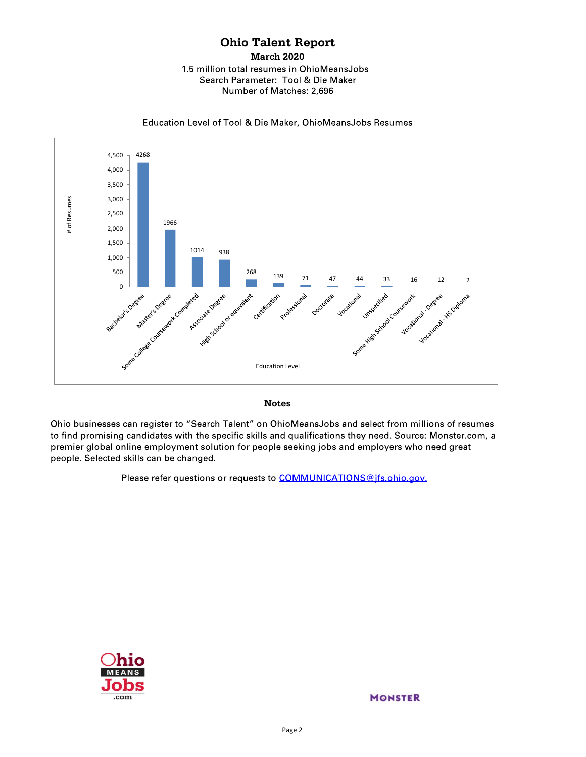# Ohio Talent Report

**March 2020**

1.5 million total resumes in OhioMeansJobs
Search Parameter: Tool & Die Maker
Number of Matches: 2,696

Education Level of Tool & Die Maker, OhioMeansJobs Resumes

# of Resumes

4,500
4,000
3,500
3,000
2,500
2,000
1,500
1,000
500
0

4268
1966
1014
938
268
139
71
47
44
33
16
12
2

Bachelor's Degree
Master's Degree
Some College Coursework Completed
Associate Degree
High School or equivalent
Certification
Professional
Doctorate
Vocational
Unspecified
Some High School Coursework
Vocational - Degree
Vocational - HS Diploma

Education Level

**Notes**

Ohio businesses can register to "Search Talent" on OhioMeansJobs and select from millions of resumes to find promising candidates with the specific skills and qualifications they need. Source: Monster.com, a premier global online employment solution for people seeking jobs and employers who need great people. Selected skills can be changed.

Please refer questions or requests to COMMUNICATIONS@jfs.ohio.gov.

Ohio MEANS Jobs .com

MONSTER